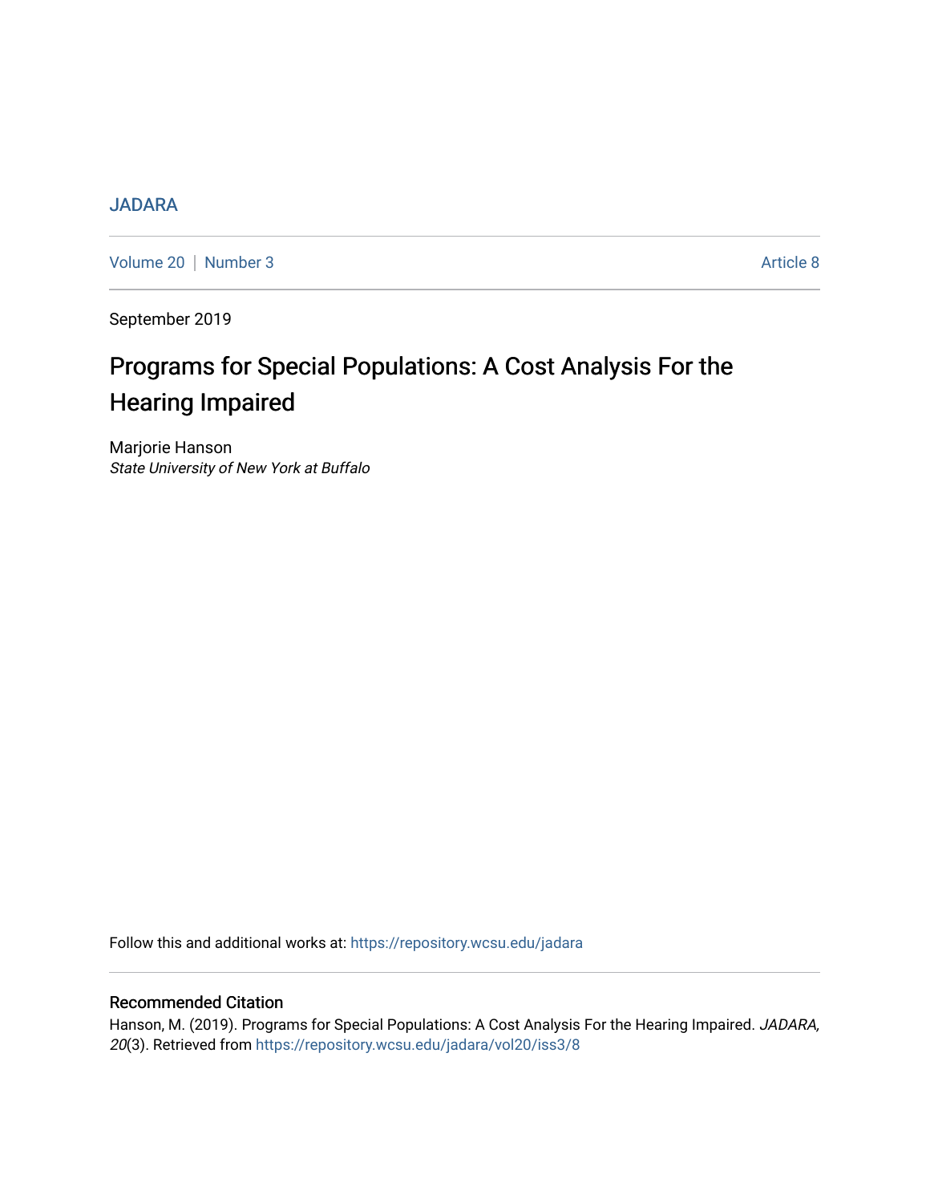JADARA

Volume 20 | Number 3 Article 8

September 2019

# Programs for Special Populations: A Cost Analysis For the Hearing Impaired

Marjorie Hanson
*State University of New York at Buffalo*

Follow this and additional works at: https://repository.wcsu.edu/jadara

## Recommended Citation

Hanson, M. (2019). Programs for Special Populations: A Cost Analysis For the Hearing Impaired. *JADARA, 20*(3). Retrieved from https://repository.wcsu.edu/jadara/vol20/iss3/8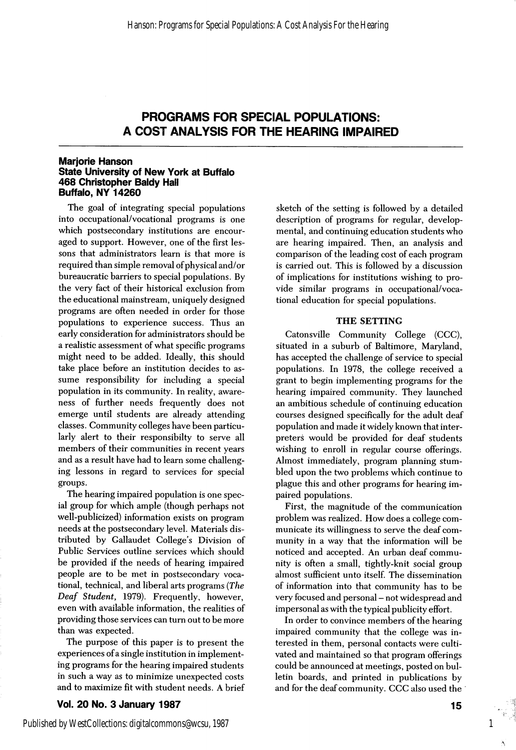# PROGRAMS FOR SPECIAL POPULATIONS: A COST ANALYSIS FOR THE HEARING IMPAIRED

**Marjorie Hanson**
**State University of New York at Buffalo**
**468 Christopher Baldy Hall**
**Buffalo, NY 14260**

The goal of integrating special populations into occupational/vocational programs is one which postsecondary institutions are encouraged to support. However, one of the first lessons that administrators learn is that more is required than simple removal of physical and/or bureaucratic barriers to special populations. By the very fact of their historical exclusion from the educational mainstream, uniquely designed programs are often needed in order for those populations to experience success. Thus an early consideration for administrators should be a realistic assessment of what specific programs might need to be added. Ideally, this should take place before an institution decides to assume responsibility for including a special population in its community. In reality, awareness of further needs frequently does not emerge until students are already attending classes. Community colleges have been particularly alert to their responsibilty to serve all members of their communities in recent years and as a result have had to learn some challenging lessons in regard to services for special groups.

The hearing impaired population is one special group for which ample (though perhaps not well-publicized) information exists on program needs at the postsecondary level. Materials distributed by Gallaudet College's Division of Public Services outline services which should be provided if the needs of hearing impaired people are to be met in postsecondary vocational, technical, and liberal arts programs (*The Deaf Student,* 1979). Frequently, however, even with available information, the realities of providing those services can turn out to be more than was expected.

The purpose of this paper is to present the experiences of a single institution in implementing programs for the hearing impaired students in such a way as to minimize unexpected costs and to maximize fit with student needs. A brief sketch of the setting is followed by a detailed description of programs for regular, developmental, and continuing education students who are hearing impaired. Then, an analysis and comparison of the leading cost of each program is carried out. This is followed by a discussion of implications for institutions wishing to provide similar programs in occupational/vocational education for special populations.

## THE SETTING

Catonsville Community College (CCC), situated in a suburb of Baltimore, Maryland, has accepted the challenge of service to special populations. In 1978, the college received a grant to begin implementing programs for the hearing impaired community. They launched an ambitious schedule of continuing education courses designed specifically for the adult deaf population and made it widely known that interpreters would be provided for deaf students wishing to enroll in regular course offerings. Almost immediately, program planning stumbled upon the two problems which continue to plague this and other programs for hearing impaired populations.

First, the magnitude of the communication problem was realized. How does a college communicate its willingness to serve the deaf community in a way that the information will be noticed and accepted. An urban deaf community is often a small, tightly-knit social group almost sufficient unto itself. The dissemination of information into that community has to be very focused and personal – not widespread and impersonal as with the typical publicity effort.

In order to convince members of the hearing impaired community that the college was interested in them, personal contacts were cultivated and maintained so that program offerings could be announced at meetings, posted on bulletin boards, and printed in publications by and for the deaf community. CCC also used the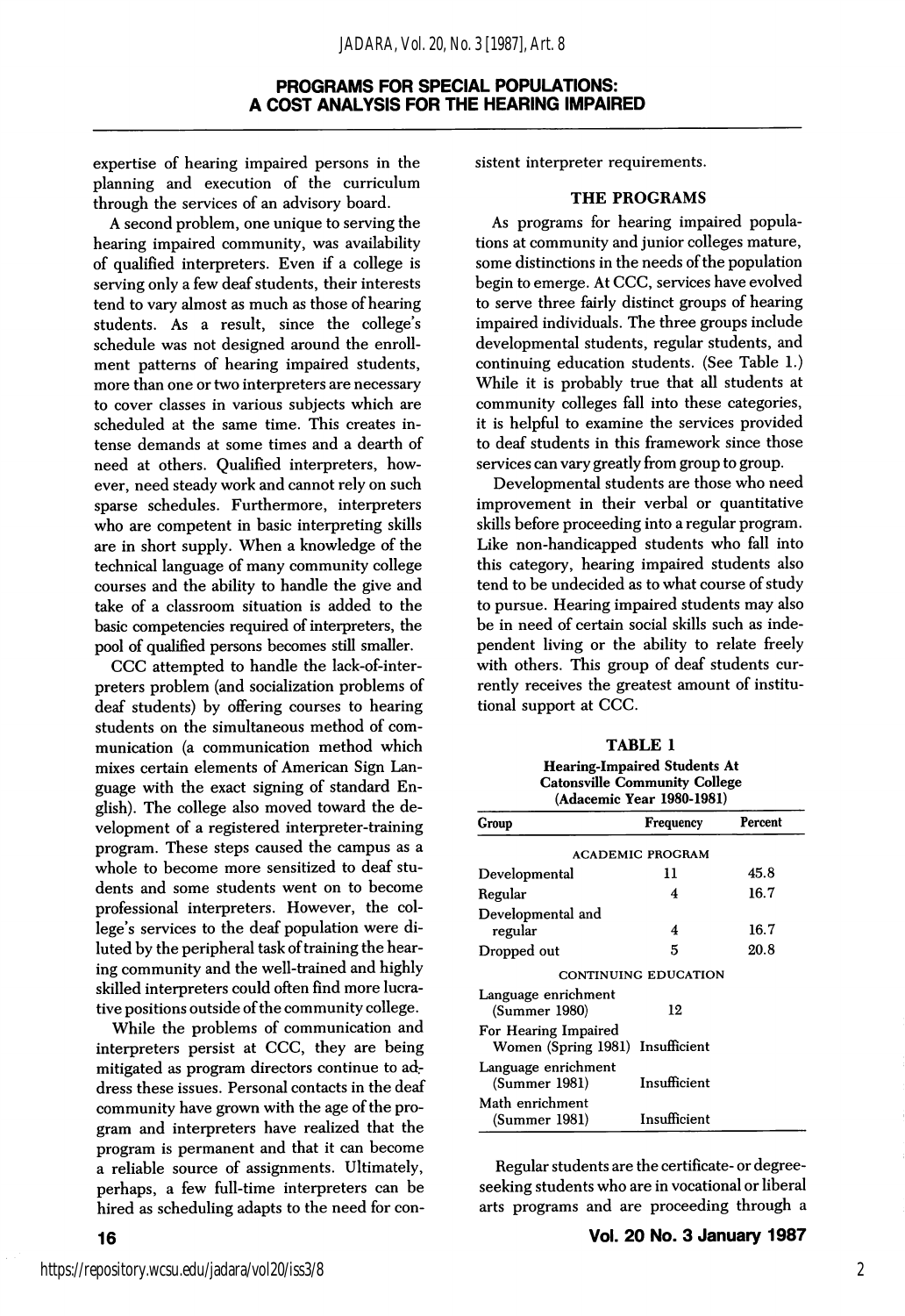expertise of hearing impaired persons in the planning and execution of the curriculum through the services of an advisory board.

A second problem, one unique to serving the hearing impaired community, was availability of qualified interpreters. Even if a college is serving only a few deaf students, their interests tend to vary almost as much as those of hearing students. As a result, since the college's schedule was not designed around the enrollment patterns of hearing impaired students, more than one or two interpreters are necessary to cover classes in various subjects which are scheduled at the same time. This creates intense demands at some times and a dearth of need at others. Qualified interpreters, however, need steady work and cannot rely on such sparse schedules. Furthermore, interpreters who are competent in basic interpreting skills are in short supply. When a knowledge of the technical language of many community college courses and the ability to handle the give and take of a classroom situation is added to the basic competencies required of interpreters, the pool of qualified persons becomes still smaller.

CCC attempted to handle the lack-of-interpreters problem (and socialization problems of deaf students) by offering courses to hearing students on the simultaneous method of communication (a communication method which mixes certain elements of American Sign Language with the exact signing of standard English). The college also moved toward the development of a registered interpreter-training program. These steps caused the campus as a whole to become more sensitized to deaf students and some students went on to become professional interpreters. However, the college's services to the deaf population were diluted by the peripheral task of training the hearing community and the well-trained and highly skilled interpreters could often find more lucrative positions outside of the community college.

While the problems of communication and interpreters persist at CCC, they are being mitigated as program directors continue to address these issues. Personal contacts in the deaf community have grown with the age of the program and interpreters have realized that the program is permanent and that it can become a reliable source of assignments. Ultimately, perhaps, a few full-time interpreters can be hired as scheduling adapts to the need for consistent interpreter requirements.

## THE PROGRAMS

As programs for hearing impaired populations at community and junior colleges mature, some distinctions in the needs of the population begin to emerge. At CCC, services have evolved to serve three fairly distinct groups of hearing impaired individuals. The three groups include developmental students, regular students, and continuing education students. (See Table 1.) While it is probably true that all students at community colleges fall into these categories, it is helpful to examine the services provided to deaf students in this framework since those services can vary greatly from group to group.

Developmental students are those who need improvement in their verbal or quantitative skills before proceeding into a regular program. Like non-handicapped students who fall into this category, hearing impaired students also tend to be undecided as to what course of study to pursue. Hearing impaired students may also be in need of certain social skills such as independent living or the ability to relate freely with others. This group of deaf students currently receives the greatest amount of institutional support at CCC.

**TABLE 1**
**Hearing-Impaired Students At Catonsville Community College (Adacemic Year 1980-1981)**

| Group | Frequency | Percent |
|---|---|---|
| ACADEMIC PROGRAM | | |
| Developmental | 11 | 45.8 |
| Regular | 4 | 16.7 |
| Developmental and regular | 4 | 16.7 |
| Dropped out | 5 | 20.8 |
| CONTINUING EDUCATION | | |
| Language enrichment (Summer 1980) | 12 | |
| For Hearing Impaired Women (Spring 1981) | Insufficient | |
| Language enrichment (Summer 1981) | Insufficient | |
| Math enrichment (Summer 1981) | Insufficient | |

Regular students are the certificate- or degree-seeking students who are in vocational or liberal arts programs and are proceeding through a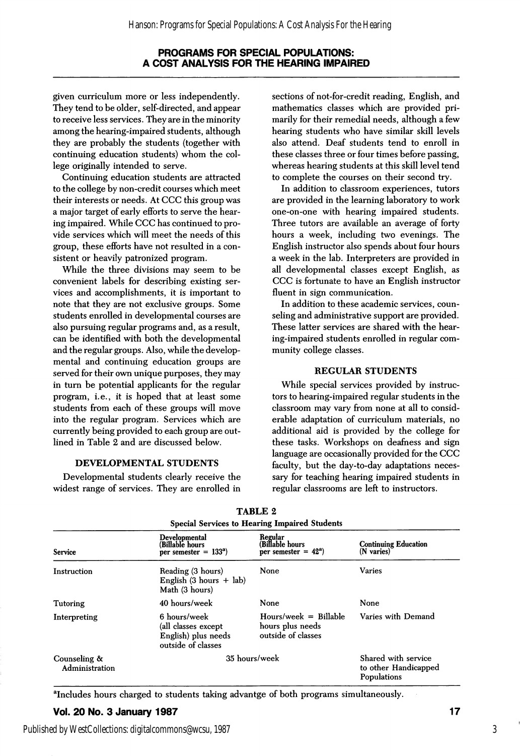given curriculum more or less independently. They tend to be older, self-directed, and appear to receive less services. They are in the minority among the hearing-impaired students, although they are probably the students (together with continuing education students) whom the college originally intended to serve.

Continuing education students are attracted to the college by non-credit courses which meet their interests or needs. At CCC this group was a major target of early efforts to serve the hearing impaired. While CCC has continued to provide services which will meet the needs of this group, these efforts have not resulted in a consistent or heavily patronized program.

While the three divisions may seem to be convenient labels for describing existing services and accomplishments, it is important to note that they are not exclusive groups. Some students enrolled in developmental courses are also pursuing regular programs and, as a result, can be identified with both the developmental and the regular groups. Also, while the developmental and continuing education groups are served for their own unique purposes, they may in turn be potential applicants for the regular program, i.e., it is hoped that at least some students from each of these groups will move into the regular program. Services which are currently being provided to each group are outlined in Table 2 and are discussed below.

### DEVELOPMENTAL STUDENTS

Developmental students clearly receive the widest range of services. They are enrolled in sections of not-for-credit reading, English, and mathematics classes which are provided primarily for their remedial needs, although a few hearing students who have similar skill levels also attend. Deaf students tend to enroll in these classes three or four times before passing, whereas hearing students at this skill level tend to complete the courses on their second try.

In addition to classroom experiences, tutors are provided in the learning laboratory to work one-on-one with hearing impaired students. Three tutors are available an average of forty hours a week, including two evenings. The English instructor also spends about four hours a week in the lab. Interpreters are provided in all developmental classes except English, as CCC is fortunate to have an English instructor fluent in sign communication.

In addition to these academic services, counseling and administrative support are provided. These latter services are shared with the hearing-impaired students enrolled in regular community college classes.

### REGULAR STUDENTS

While special services provided by instructors to hearing-impaired regular students in the classroom may vary from none at all to considerable adaptation of curriculum materials, no additional aid is provided by the college for these tasks. Workshops on deafness and sign language are occasionally provided for the CCC faculty, but the day-to-day adaptations necessary for teaching hearing impaired students in regular classrooms are left to instructors.

**TABLE 2**
**Special Services to Hearing Impaired Students**

| Service | Developmental (Billable hours per semester = 133[a]) | Regular (Billable hours per semester = 42[a]) | Continuing Education (N varies) |
|---|---|---|---|
| Instruction | Reading (3 hours) English (3 hours + lab) Math (3 hours) | None | Varies |
| Tutoring | 40 hours/week | None | None |
| Interpreting | 6 hours/week (all classes except English) plus needs outside of classes | Hours/week = Billable hours plus needs outside of classes | Varies with Demand |
| Counseling & Administration | 35 hours/week | | Shared with service to other Handicapped Populations |

[a]Includes hours charged to students taking advantge of both programs simultaneously.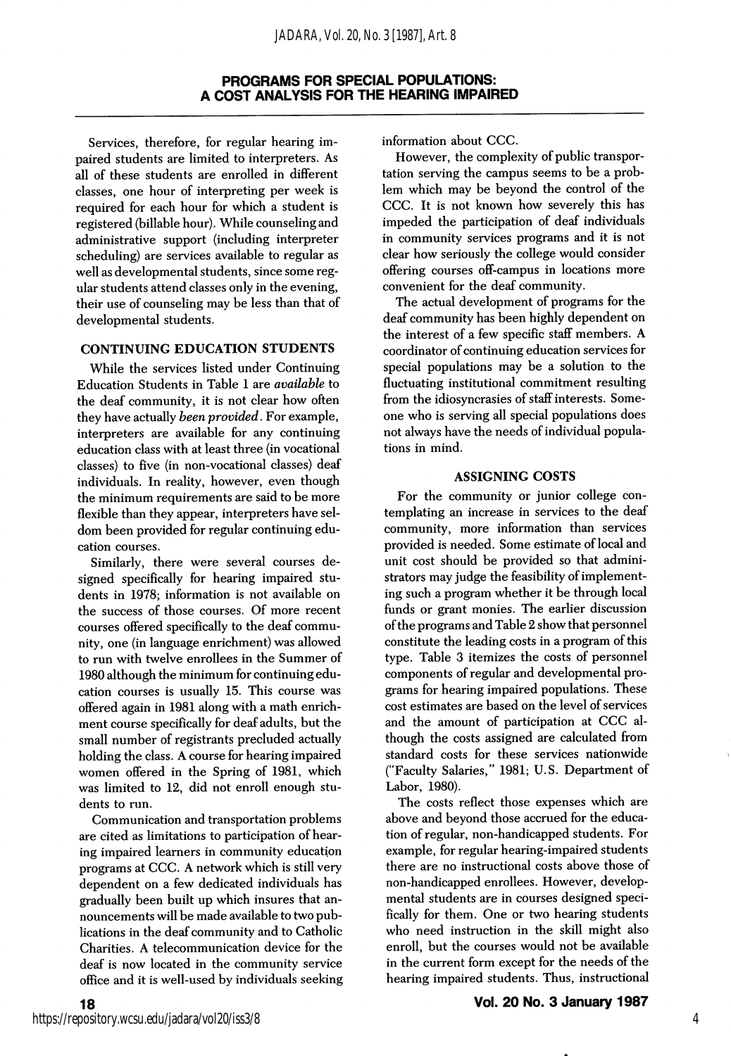Services, therefore, for regular hearing impaired students are limited to interpreters. As all of these students are enrolled in different classes, one hour of interpreting per week is required for each hour for which a student is registered (billable hour). While counseling and administrative support (including interpreter scheduling) are services available to regular as well as developmental students, since some regular students attend classes only in the evening, their use of counseling may be less than that of developmental students.

### CONTINUING EDUCATION STUDENTS

While the services listed under Continuing Education Students in Table 1 are *available* to the deaf community, it is not clear how often they have actually *been provided*. For example, interpreters are available for any continuing education class with at least three (in vocational classes) to five (in non-vocational classes) deaf individuals. In reality, however, even though the minimum requirements are said to be more flexible than they appear, interpreters have seldom been provided for regular continuing education courses.

Similarly, there were several courses designed specifically for hearing impaired students in 1978; information is not available on the success of those courses. Of more recent courses offered specifically to the deaf community, one (in language enrichment) was allowed to run with twelve enrollees in the Summer of 1980 although the minimum for continuing education courses is usually 15. This course was offered again in 1981 along with a math enrichment course specifically for deaf adults, but the small number of registrants precluded actually holding the class. A course for hearing impaired women offered in the Spring of 1981, which was limited to 12, did not enroll enough students to run.

Communication and transportation problems are cited as limitations to participation of hearing impaired learners in community education programs at CCC. A network which is still very dependent on a few dedicated individuals has gradually been built up which insures that announcements will be made available to two publications in the deaf community and to Catholic Charities. A telecommunication device for the deaf is now located in the community service office and it is well-used by individuals seeking information about CCC.

However, the complexity of public transportation serving the campus seems to be a problem which may be beyond the control of the CCC. It is not known how severely this has impeded the participation of deaf individuals in community services programs and it is not clear how seriously the college would consider offering courses off-campus in locations more convenient for the deaf community.

The actual development of programs for the deaf community has been highly dependent on the interest of a few specific staff members. A coordinator of continuing education services for special populations may be a solution to the fluctuating institutional commitment resulting from the idiosyncracies of staff interests. Someone who is serving all special populations does not always have the needs of individual populations in mind.

### ASSIGNING COSTS

For the community or junior college contemplating an increase in services to the deaf community, more information than services provided is needed. Some estimate of local and unit cost should be provided so that administrators may judge the feasibility of implementing such a program whether it be through local funds or grant monies. The earlier discussion of the programs and Table 2 show that personnel constitute the leading costs in a program of this type. Table 3 itemizes the costs of personnel components of regular and developmental programs for hearing impaired populations. These cost estimates are based on the level of services and the amount of participation at CCC although the costs assigned are calculated from standard costs for these services nationwide ("Faculty Salaries," 1981; U.S. Department of Labor, 1980).

The costs reflect those expenses which are above and beyond those accrued for the education of regular, non-handicapped students. For example, for regular hearing-impaired students there are no instructional costs above those of non-handicapped enrollees. However, developmental students are in courses designed specifically for them. One or two hearing students who need instruction in the skill might also enroll, but the courses would not be available in the current form except for the needs of the hearing impaired students. Thus, instructional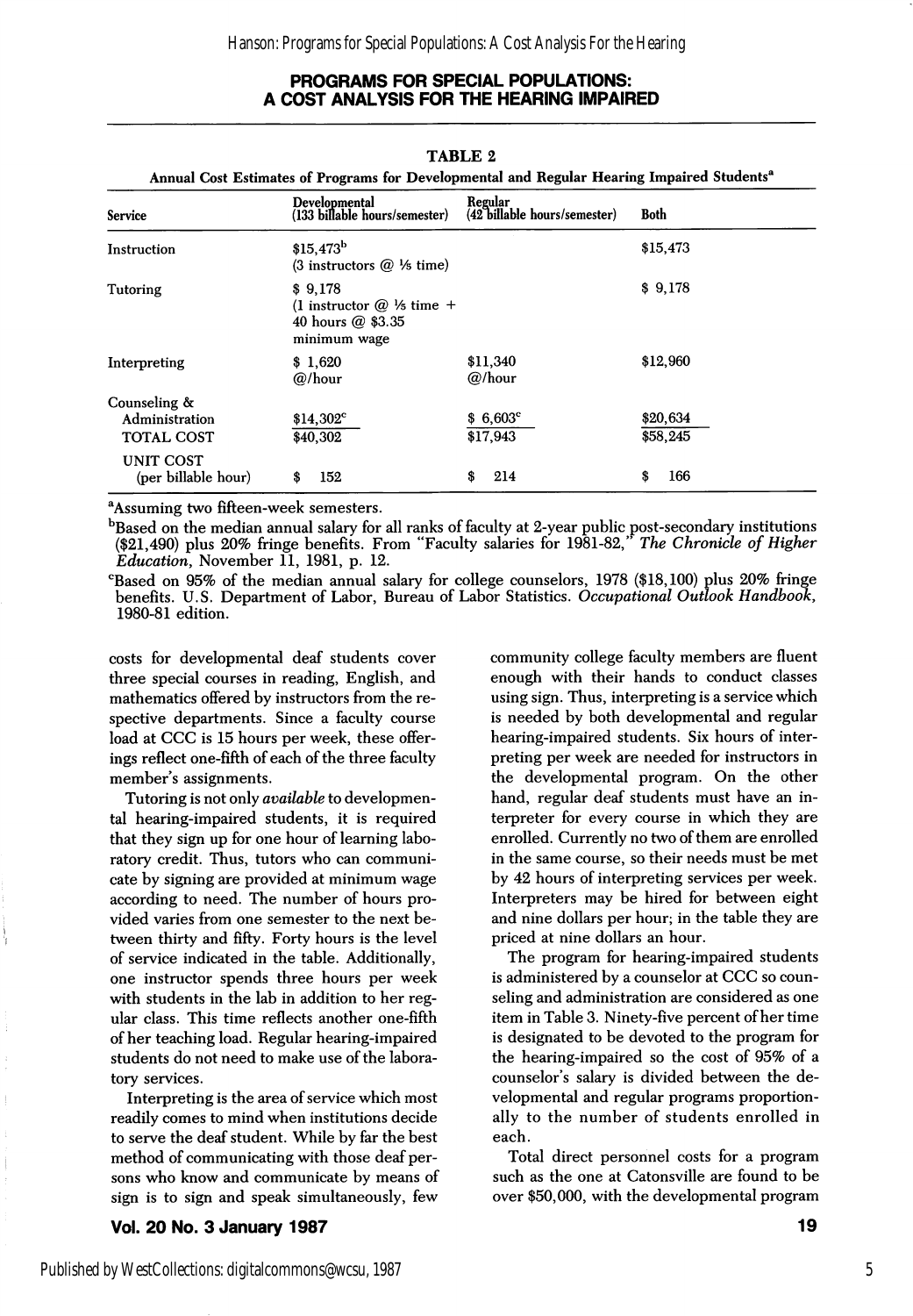## PROGRAMS FOR SPECIAL POPULATIONS: A COST ANALYSIS FOR THE HEARING IMPAIRED

**TABLE 2**

**Annual Cost Estimates of Programs for Developmental and Regular Hearing Impaired Students[a]**

| Service | Developmental (133 billable hours/semester) | Regular (42 billable hours/semester) | Both |
|---|---|---|---|
| Instruction | $15,473[b] (3 instructors @ ⅕ time) | | $15,473 |
| Tutoring | $ 9,178 (1 instructor @ ⅕ time + 40 hours @ $3.35 minimum wage | | $ 9,178 |
| Interpreting | $ 1,620 @/hour | $11,340 @/hour | $12,960 |
| Counseling & Administration | $14,302[c] | $ 6,603[c] | $20,634 |
| TOTAL COST | $40,302 | $17,943 | $58,245 |
| UNIT COST (per billable hour) | $ 152 | $ 214 | $ 166 |

[a]Assuming two fifteen-week semesters.

[b]Based on the median annual salary for all ranks of faculty at 2-year public post-secondary institutions ($21,490) plus 20% fringe benefits. From "Faculty salaries for 1981-82," *The Chronicle of Higher Education*, November 11, 1981, p. 12.

[c]Based on 95% of the median annual salary for college counselors, 1978 ($18,100) plus 20% fringe benefits. U.S. Department of Labor, Bureau of Labor Statistics. *Occupational Outlook Handbook*, 1980-81 edition.

costs for developmental deaf students cover three special courses in reading, English, and mathematics offered by instructors from the respective departments. Since a faculty course load at CCC is 15 hours per week, these offerings reflect one-fifth of each of the three faculty member's assignments.

Tutoring is not only *available* to developmental hearing-impaired students, it is required that they sign up for one hour of learning laboratory credit. Thus, tutors who can communicate by signing are provided at minimum wage according to need. The number of hours provided varies from one semester to the next between thirty and fifty. Forty hours is the level of service indicated in the table. Additionally, one instructor spends three hours per week with students in the lab in addition to her regular class. This time reflects another one-fifth of her teaching load. Regular hearing-impaired students do not need to make use of the laboratory services.

Interpreting is the area of service which most readily comes to mind when institutions decide to serve the deaf student. While by far the best method of communicating with those deaf persons who know and communicate by means of sign is to sign and speak simultaneously, few community college faculty members are fluent enough with their hands to conduct classes using sign. Thus, interpreting is a service which is needed by both developmental and regular hearing-impaired students. Six hours of interpreting per week are needed for instructors in the developmental program. On the other hand, regular deaf students must have an interpreter for every course in which they are enrolled. Currently no two of them are enrolled in the same course, so their needs must be met by 42 hours of interpreting services per week. Interpreters may be hired for between eight and nine dollars per hour; in the table they are priced at nine dollars an hour.

The program for hearing-impaired students is administered by a counselor at CCC so counseling and administration are considered as one item in Table 3. Ninety-five percent of her time is designated to be devoted to the program for the hearing-impaired so the cost of 95% of a counselor's salary is divided between the developmental and regular programs proportionally to the number of students enrolled in each.

Total direct personnel costs for a program such as the one at Catonsville are found to be over $50,000, with the developmental program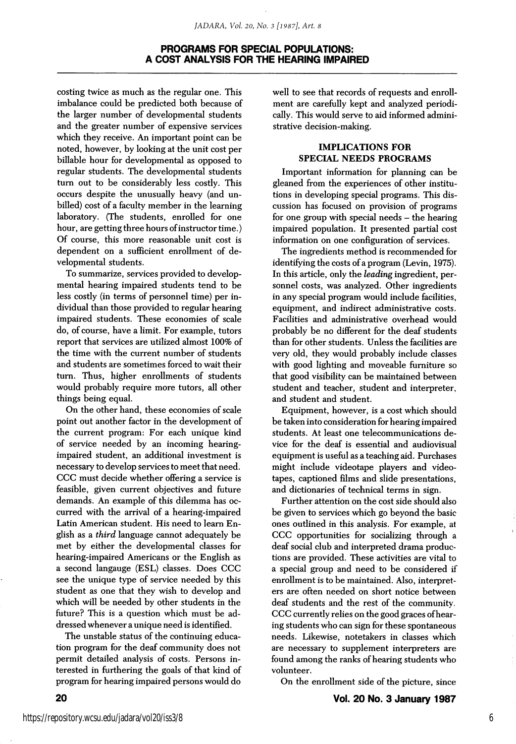costing twice as much as the regular one. This imbalance could be predicted both because of the larger number of developmental students and the greater number of expensive services which they receive. An important point can be noted, however, by looking at the unit cost per billable hour for developmental as opposed to regular students. The developmental students turn out to be considerably less costly. This occurs despite the unusually heavy (and unbilled) cost of a faculty member in the learning laboratory. (The students, enrolled for one hour, are getting three hours of instructor time.) Of course, this more reasonable unit cost is dependent on a sufficient enrollment of developmental students.

To summarize, services provided to developmental hearing impaired students tend to be less costly (in terms of personnel time) per individual than those provided to regular hearing impaired students. These economies of scale do, of course, have a limit. For example, tutors report that services are utilized almost 100% of the time with the current number of students and students are sometimes forced to wait their turn. Thus, higher enrollments of students would probably require more tutors, all other things being equal.

On the other hand, these economies of scale point out another factor in the development of the current program: For each unique kind of service needed by an incoming hearing-impaired student, an additional investment is necessary to develop services to meet that need. CCC must decide whether offering a service is feasible, given current objectives and future demands. An example of this dilemma has occurred with the arrival of a hearing-impaired Latin American student. His need to learn English as a *third* language cannot adequately be met by either the developmental classes for hearing-impaired Americans or the English as a second langauge (ESL) classes. Does CCC see the unique type of service needed by this student as one that they wish to develop and which will be needed by other students in the future? This is a question which must be addressed whenever a unique need is identified.

The unstable status of the continuing education program for the deaf community does not permit detailed analysis of costs. Persons interested in furthering the goals of that kind of program for hearing impaired persons would do well to see that records of requests and enrollment are carefully kept and analyzed periodically. This would serve to aid informed administrative decision-making.

## IMPLICATIONS FOR SPECIAL NEEDS PROGRAMS

Important information for planning can be gleaned from the experiences of other institutions in developing special programs. This discussion has focused on provision of programs for one group with special needs – the hearing impaired population. It presented partial cost information on one configuration of services.

The ingredients method is recommended for identifying the costs of a program (Levin, 1975). In this article, only the *leading* ingredient, personnel costs, was analyzed. Other ingredients in any special program would include facilities, equipment, and indirect administrative costs. Facilities and administrative overhead would probably be no different for the deaf students than for other students. Unless the facilities are very old, they would probably include classes with good lighting and moveable furniture so that good visibility can be maintained between student and teacher, student and interpreter, and student and student.

Equipment, however, is a cost which should be taken into consideration for hearing impaired students. At least one telecommunications device for the deaf is essential and audiovisual equipment is useful as a teaching aid. Purchases might include videotape players and videotapes, captioned films and slide presentations, and dictionaries of technical terms in sign.

Further attention on the cost side should also be given to services which go beyond the basic ones outlined in this analysis. For example, at CCC opportunities for socializing through a deaf social club and interpreted drama productions are provided. These activities are vital to a special group and need to be considered if enrollment is to be maintained. Also, interpreters are often needed on short notice between deaf students and the rest of the community. CCC currently relies on the good graces of hearing students who can sign for these spontaneous needs. Likewise, notetakers in classes which are necessary to supplement interpreters are found among the ranks of hearing students who volunteer.

On the enrollment side of the picture, since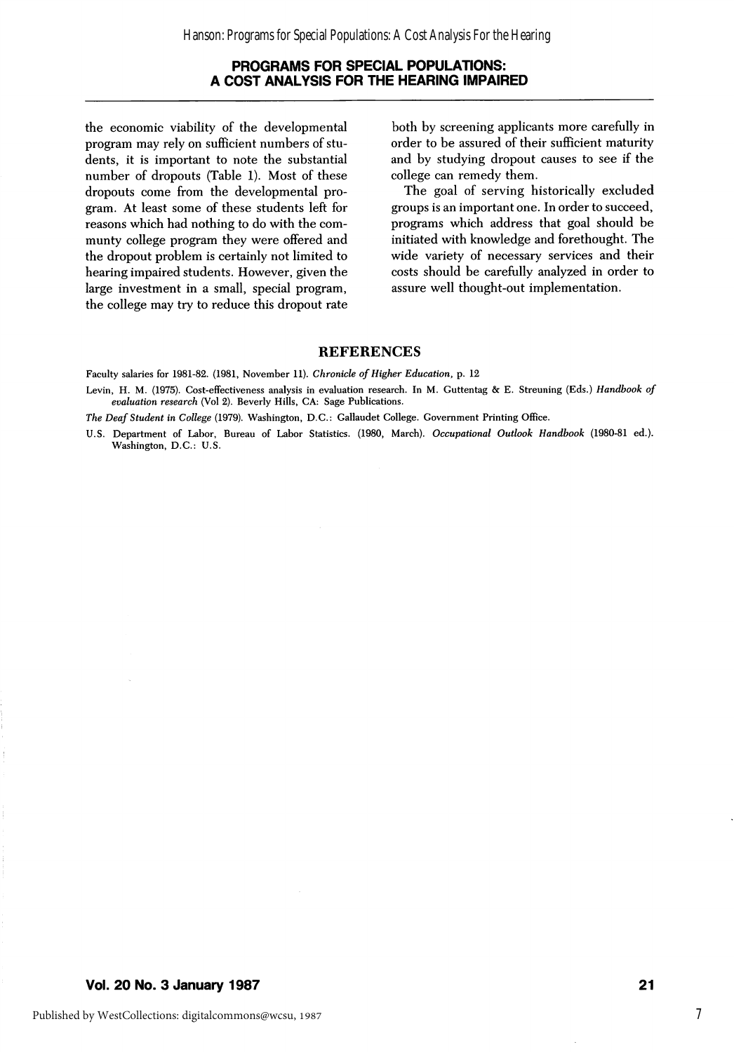the economic viability of the developmental program may rely on sufficient numbers of students, it is important to note the substantial number of dropouts (Table 1). Most of these dropouts come from the developmental program. At least some of these students left for reasons which had nothing to do with the community college program they were offered and the dropout problem is certainly not limited to hearing impaired students. However, given the large investment in a small, special program, the college may try to reduce this dropout rate both by screening applicants more carefully in order to be assured of their sufficient maturity and by studying dropout causes to see if the college can remedy them.

The goal of serving historically excluded groups is an important one. In order to succeed, programs which address that goal should be initiated with knowledge and forethought. The wide variety of necessary services and their costs should be carefully analyzed in order to assure well thought-out implementation.

## REFERENCES

Faculty salaries for 1981-82. (1981, November 11). *Chronicle of Higher Education*, p. 12

Levin, H. M. (1975). Cost-effectiveness analysis in evaluation research. In M. Guttentag & E. Streuning (Eds.) *Handbook of evaluation research* (Vol 2). Beverly Hills, CA: Sage Publications.

*The Deaf Student in College* (1979). Washington, D.C.: Gallaudet College. Government Printing Office.

U.S. Department of Labor, Bureau of Labor Statistics. (1980, March). *Occupational Outlook Handbook* (1980-81 ed.). Washington, D.C.: U.S.